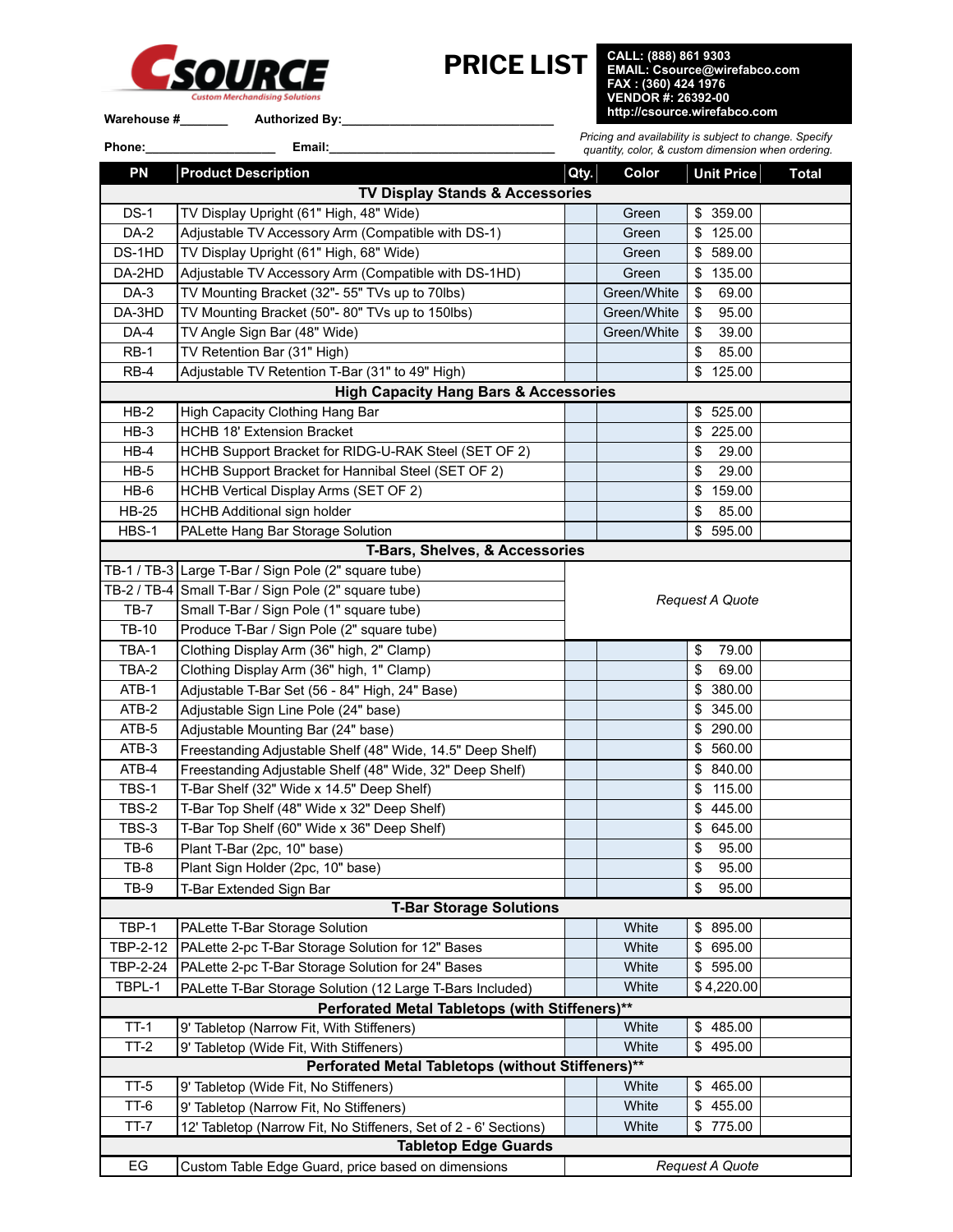# CSOURCE

*Custom Merchandising Solutions*

# PRICE LIST

**CALL: (888) 861 9303**
**EMAIL: Csource@wirefabco.com**
**FAX : (360) 424 1976**
**VENDOR #: 26392-00**
**http://csource.wirefabco.com**

**Warehouse #**_______ **Authorized By:**______________________________

**Phone:**__________________ **Email:**______________________________

*Pricing and availability is subject to change. Specify quantity, color, & custom dimension when ordering.*

| PN | Product Description | Qty. | Color | Unit Price | Total |
|---|---|---|---|---|---|
| | **TV Display Stands & Accessories** | | | | |
| DS-1 | TV Display Upright (61" High, 48" Wide) | | Green | $ 359.00 | |
| DA-2 | Adjustable TV Accessory Arm (Compatible with DS-1) | | Green | $ 125.00 | |
| DS-1HD | TV Display Upright (61" High, 68" Wide) | | Green | $ 589.00 | |
| DA-2HD | Adjustable TV Accessory Arm (Compatible with DS-1HD) | | Green | $ 135.00 | |
| DA-3 | TV Mounting Bracket (32"- 55" TVs up to 70lbs) | | Green/White | $ 69.00 | |
| DA-3HD | TV Mounting Bracket (50"- 80" TVs up to 150lbs) | | Green/White | $ 95.00 | |
| DA-4 | TV Angle Sign Bar (48" Wide) | | Green/White | $ 39.00 | |
| RB-1 | TV Retention Bar (31" High) | | | $ 85.00 | |
| RB-4 | Adjustable TV Retention T-Bar (31" to 49" High) | | | $ 125.00 | |
| | **High Capacity Hang Bars & Accessories** | | | | |
| HB-2 | High Capacity Clothing Hang Bar | | | $ 525.00 | |
| HB-3 | HCHB 18' Extension Bracket | | | $ 225.00 | |
| HB-4 | HCHB Support Bracket for RIDG-U-RAK Steel (SET OF 2) | | | $ 29.00 | |
| HB-5 | HCHB Support Bracket for Hannibal Steel (SET OF 2) | | | $ 29.00 | |
| HB-6 | HCHB Vertical Display Arms (SET OF 2) | | | $ 159.00 | |
| HB-25 | HCHB Additional sign holder | | | $ 85.00 | |
| HBS-1 | PALette Hang Bar Storage Solution | | | $ 595.00 | |
| | **T-Bars, Shelves, & Accessories** | | | | |
| TB-1 / TB-3 | Large T-Bar / Sign Pole (2" square tube) | *Request A Quote* | | | |
| TB-2 / TB-4 | Small T-Bar / Sign Pole (2" square tube) | *Request A Quote* | | | |
| TB-7 | Small T-Bar / Sign Pole (1" square tube) | *Request A Quote* | | | |
| TB-10 | Produce T-Bar / Sign Pole (2" square tube) | *Request A Quote* | | | |
| TBA-1 | Clothing Display Arm (36" high, 2" Clamp) | | | $ 79.00 | |
| TBA-2 | Clothing Display Arm (36" high, 1" Clamp) | | | $ 69.00 | |
| ATB-1 | Adjustable T-Bar Set (56 - 84" High, 24" Base) | | | $ 380.00 | |
| ATB-2 | Adjustable Sign Line Pole (24" base) | | | $ 345.00 | |
| ATB-5 | Adjustable Mounting Bar (24" base) | | | $ 290.00 | |
| ATB-3 | Freestanding Adjustable Shelf (48" Wide, 14.5" Deep Shelf) | | | $ 560.00 | |
| ATB-4 | Freestanding Adjustable Shelf (48" Wide, 32" Deep Shelf) | | | $ 840.00 | |
| TBS-1 | T-Bar Shelf (32" Wide x 14.5" Deep Shelf) | | | $ 115.00 | |
| TBS-2 | T-Bar Top Shelf (48" Wide x 32" Deep Shelf) | | | $ 445.00 | |
| TBS-3 | T-Bar Top Shelf (60" Wide x 36" Deep Shelf) | | | $ 645.00 | |
| TB-6 | Plant T-Bar (2pc, 10" base) | | | $ 95.00 | |
| TB-8 | Plant Sign Holder (2pc, 10" base) | | | $ 95.00 | |
| TB-9 | T-Bar Extended Sign Bar | | | $ 95.00 | |
| | **T-Bar Storage Solutions** | | | | |
| TBP-1 | PALette T-Bar Storage Solution | | White | $ 895.00 | |
| TBP-2-12 | PALette 2-pc T-Bar Storage Solution for 12" Bases | | White | $ 695.00 | |
| TBP-2-24 | PALette 2-pc T-Bar Storage Solution for 24" Bases | | White | $ 595.00 | |
| TBPL-1 | PALette T-Bar Storage Solution (12 Large T-Bars Included) | | White | $ 4,220.00 | |
| | **Perforated Metal Tabletops (with Stiffeners)**** | | | | |
| TT-1 | 9' Tabletop (Narrow Fit, With Stiffeners) | | White | $ 485.00 | |
| TT-2 | 9' Tabletop (Wide Fit, With Stiffeners) | | White | $ 495.00 | |
| | **Perforated Metal Tabletops (without Stiffeners)**** | | | | |
| TT-5 | 9' Tabletop (Wide Fit, No Stiffeners) | | White | $ 465.00 | |
| TT-6 | 9' Tabletop (Narrow Fit, No Stiffeners) | | White | $ 455.00 | |
| TT-7 | 12' Tabletop (Narrow Fit, No Stiffeners, Set of 2 - 6' Sections) | | White | $ 775.00 | |
| | **Tabletop Edge Guards** | | | | |
| EG | Custom Table Edge Guard, price based on dimensions | *Request A Quote* | | | |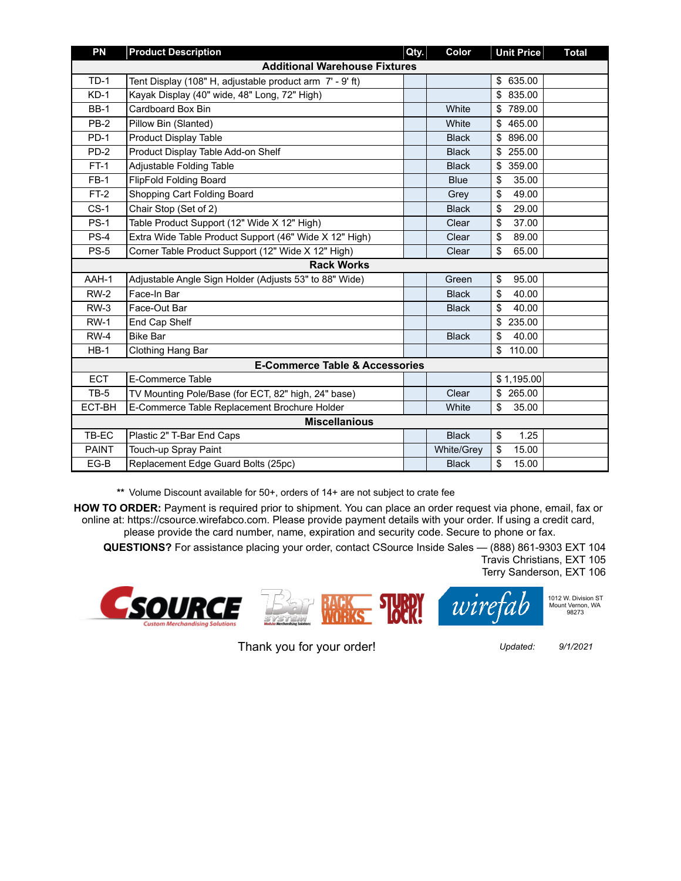| PN | Product Description | Qty. | Color | Unit Price | Total |
|---|---|---|---|---|---|
| **Additional Warehouse Fixtures** | | | | | |
| TD-1 | Tent Display (108" H, adjustable product arm 7' - 9' ft) | | | $ 635.00 | |
| KD-1 | Kayak Display (40" wide, 48" Long, 72" High) | | | $ 835.00 | |
| BB-1 | Cardboard Box Bin | | White | $ 789.00 | |
| PB-2 | Pillow Bin (Slanted) | | White | $ 465.00 | |
| PD-1 | Product Display Table | | Black | $ 896.00 | |
| PD-2 | Product Display Table Add-on Shelf | | Black | $ 255.00 | |
| FT-1 | Adjustable Folding Table | | Black | $ 359.00 | |
| FB-1 | FlipFold Folding Board | | Blue | $ 35.00 | |
| FT-2 | Shopping Cart Folding Board | | Grey | $ 49.00 | |
| CS-1 | Chair Stop (Set of 2) | | Black | $ 29.00 | |
| PS-1 | Table Product Support (12" Wide X 12" High) | | Clear | $ 37.00 | |
| PS-4 | Extra Wide Table Product Support (46" Wide X 12" High) | | Clear | $ 89.00 | |
| PS-5 | Corner Table Product Support (12" Wide X 12" High) | | Clear | $ 65.00 | |
| **Rack Works** | | | | | |
| AAH-1 | Adjustable Angle Sign Holder (Adjusts 53" to 88" Wide) | | Green | $ 95.00 | |
| RW-2 | Face-In Bar | | Black | $ 40.00 | |
| RW-3 | Face-Out Bar | | Black | $ 40.00 | |
| RW-1 | End Cap Shelf | | | $ 235.00 | |
| RW-4 | Bike Bar | | Black | $ 40.00 | |
| HB-1 | Clothing Hang Bar | | | $ 110.00 | |
| **E-Commerce Table & Accessories** | | | | | |
| ECT | E-Commerce Table | | | $ 1,195.00 | |
| TB-5 | TV Mounting Pole/Base (for ECT, 82" high, 24" base) | | Clear | $ 265.00 | |
| ECT-BH | E-Commerce Table Replacement Brochure Holder | | White | $ 35.00 | |
| **Miscellanious** | | | | | |
| TB-EC | Plastic 2" T-Bar End Caps | | Black | $ 1.25 | |
| PAINT | Touch-up Spray Paint | | White/Grey | $ 15.00 | |
| EG-B | Replacement Edge Guard Bolts (25pc) | | Black | $ 15.00 | |

** Volume Discount available for 50+, orders of 14+ are not subject to crate fee

**HOW TO ORDER:** Payment is required prior to shipment. You can place an order request via phone, email, fax or online at: https://csource.wirefabco.com. Please provide payment details with your order. If using a credit card, please provide the card number, name, expiration and security code. Secure to phone or fax.

**QUESTIONS?** For assistance placing your order, contact CSource Inside Sales — (888) 861-9303 EXT 104
Travis Christians, EXT 105
Terry Sanderson, EXT 106

CSOURCE Custom Merchandising Solutions — T-Bar System — Rack Works — Sturdy Lock! — wirefab

1012 W. Division ST
Mount Vernon, WA
98273

Thank you for your order!

*Updated:* *9/1/2021*